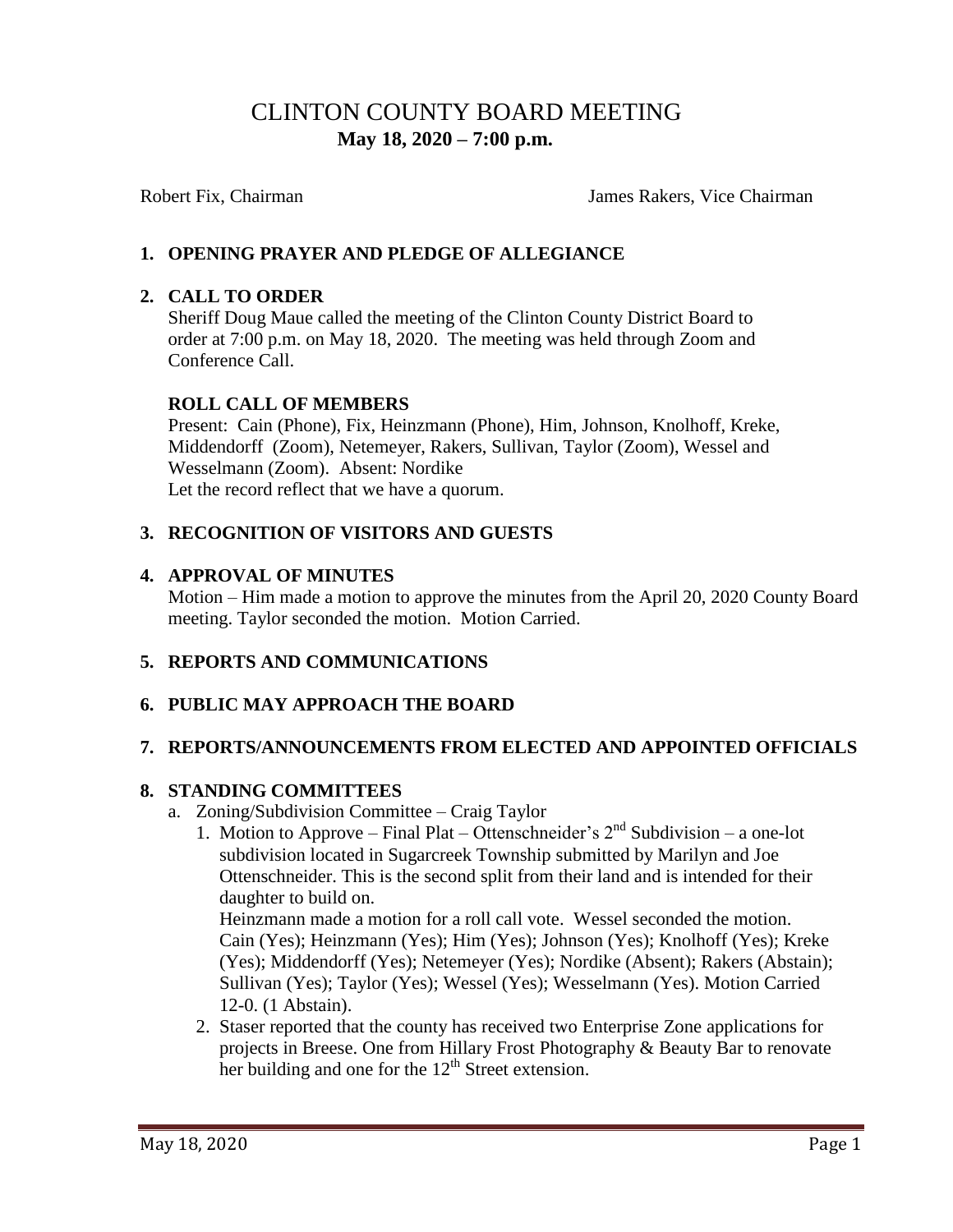# CLINTON COUNTY BOARD MEETING

## May 18, 2020 – 7:00 p.m.

Robert Fix, Chairman James Rakers, Vice Chairman

## 1. OPENING PRAYER AND PLEDGE OF ALLEGIANCE

## 2. CALL TO ORDER

Sheriff Doug Maue called the meeting of the Clinton County District Board to order at 7:00 p.m. on May 18, 2020. The meeting was held through Zoom and Conference Call.

### ROLL CALL OF MEMBERS

Present: Cain (Phone), Fix, Heinzmann (Phone), Him, Johnson, Knolhoff, Kreke, Middendorff (Zoom), Netemeyer, Rakers, Sullivan, Taylor (Zoom), Wessel and Wesselmann (Zoom). Absent: Nordike

Let the record reflect that we have a quorum.

## 3. RECOGNITION OF VISITORS AND GUESTS

## 4. APPROVAL OF MINUTES

Motion – Him made a motion to approve the minutes from the April 20, 2020 County Board meeting. Taylor seconded the motion. Motion Carried.

## 5. REPORTS AND COMMUNICATIONS

## 6. PUBLIC MAY APPROACH THE BOARD

## 7. REPORTS/ANNOUNCEMENTS FROM ELECTED AND APPOINTED OFFICIALS

## 8. STANDING COMMITTEES

a. Zoning/Subdivision Committee – Craig Taylor

1. Motion to Approve – Final Plat – Ottenschneider's 2nd Subdivision – a one-lot subdivision located in Sugarcreek Township submitted by Marilyn and Joe Ottenschneider. This is the second split from their land and is intended for their daughter to build on.

   Heinzmann made a motion for a roll call vote. Wessel seconded the motion. Cain (Yes); Heinzmann (Yes); Him (Yes); Johnson (Yes); Knolhoff (Yes); Kreke (Yes); Middendorff (Yes); Netemeyer (Yes); Nordike (Absent); Rakers (Abstain); Sullivan (Yes); Taylor (Yes); Wessel (Yes); Wesselmann (Yes). Motion Carried 12-0. (1 Abstain).

2. Staser reported that the county has received two Enterprise Zone applications for projects in Breese. One from Hillary Frost Photography & Beauty Bar to renovate her building and one for the 12th Street extension.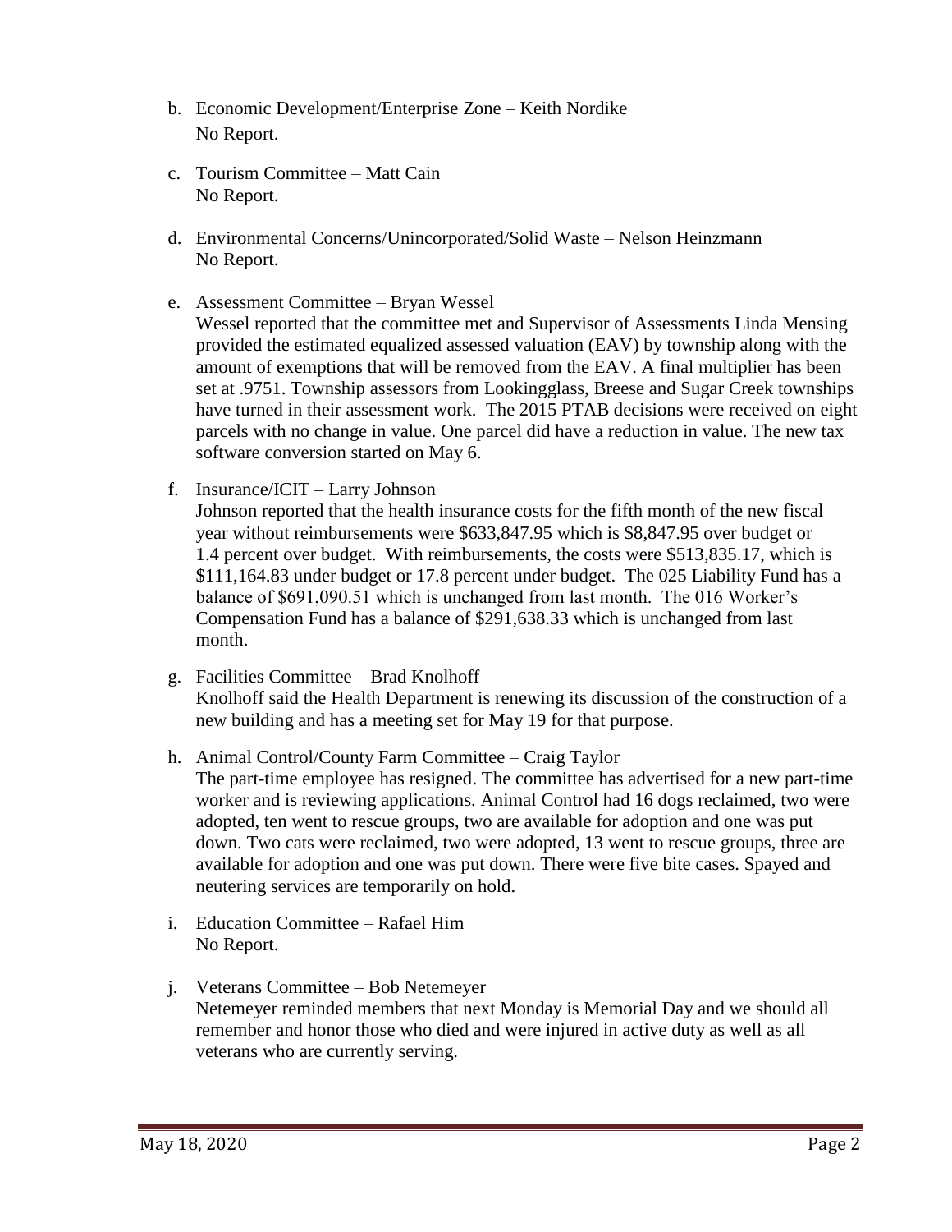b. Economic Development/Enterprise Zone – Keith Nordike
   No Report.

c. Tourism Committee – Matt Cain
   No Report.

d. Environmental Concerns/Unincorporated/Solid Waste – Nelson Heinzmann
   No Report.

e. Assessment Committee – Bryan Wessel
   Wessel reported that the committee met and Supervisor of Assessments Linda Mensing provided the estimated equalized assessed valuation (EAV) by township along with the amount of exemptions that will be removed from the EAV. A final multiplier has been set at .9751. Township assessors from Lookingglass, Breese and Sugar Creek townships have turned in their assessment work. The 2015 PTAB decisions were received on eight parcels with no change in value. One parcel did have a reduction in value. The new tax software conversion started on May 6.

f. Insurance/ICIT – Larry Johnson
   Johnson reported that the health insurance costs for the fifth month of the new fiscal year without reimbursements were $633,847.95 which is $8,847.95 over budget or 1.4 percent over budget. With reimbursements, the costs were $513,835.17, which is $111,164.83 under budget or 17.8 percent under budget. The 025 Liability Fund has a balance of $691,090.51 which is unchanged from last month. The 016 Worker's Compensation Fund has a balance of $291,638.33 which is unchanged from last month.

g. Facilities Committee – Brad Knolhoff
   Knolhoff said the Health Department is renewing its discussion of the construction of a new building and has a meeting set for May 19 for that purpose.

h. Animal Control/County Farm Committee – Craig Taylor
   The part-time employee has resigned. The committee has advertised for a new part-time worker and is reviewing applications. Animal Control had 16 dogs reclaimed, two were adopted, ten went to rescue groups, two are available for adoption and one was put down. Two cats were reclaimed, two were adopted, 13 went to rescue groups, three are available for adoption and one was put down. There were five bite cases. Spayed and neutering services are temporarily on hold.

i. Education Committee – Rafael Him
   No Report.

j. Veterans Committee – Bob Netemeyer
   Netemeyer reminded members that next Monday is Memorial Day and we should all remember and honor those who died and were injured in active duty as well as all veterans who are currently serving.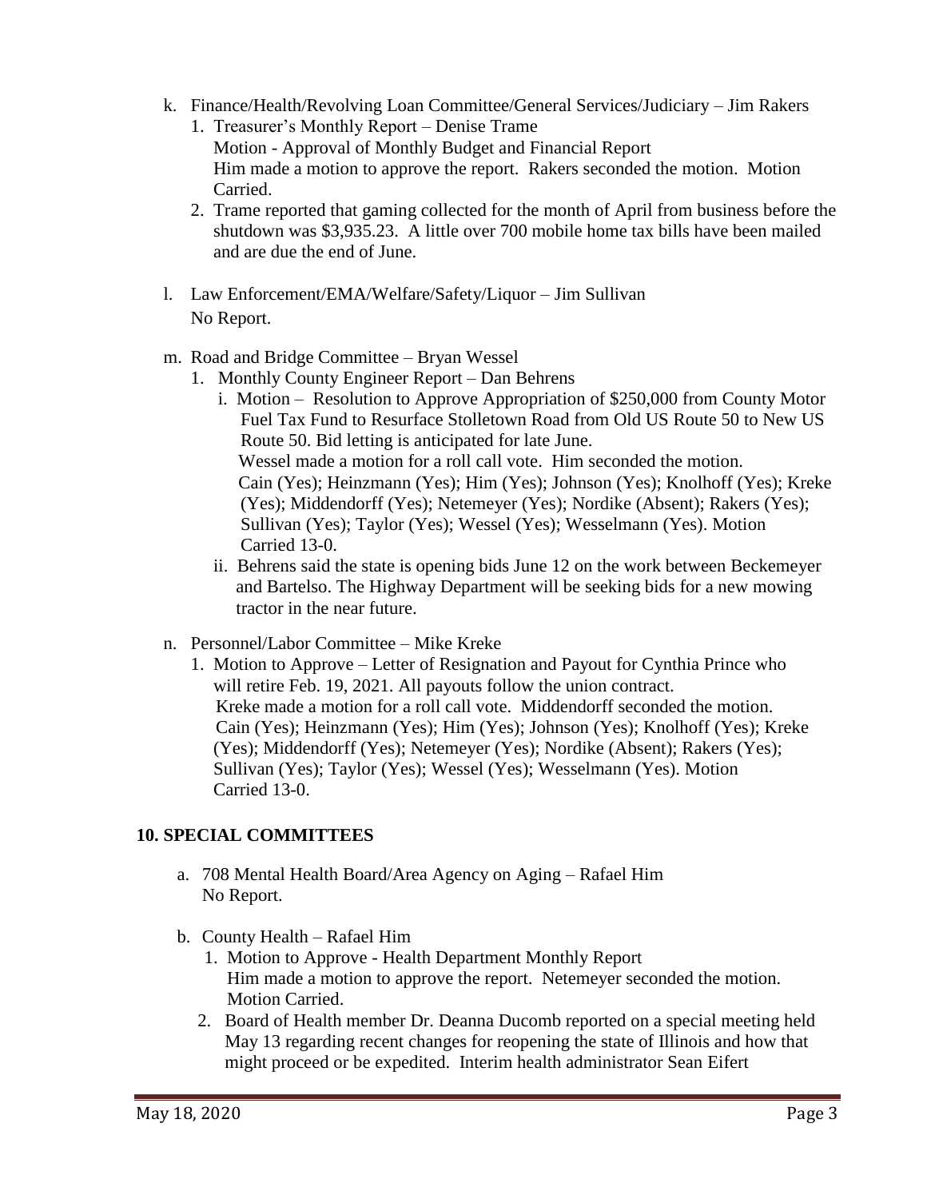k. Finance/Health/Revolving Loan Committee/General Services/Judiciary – Jim Rakers
   1. Treasurer's Monthly Report – Denise Trame
      Motion - Approval of Monthly Budget and Financial Report
      Him made a motion to approve the report. Rakers seconded the motion. Motion Carried.
   2. Trame reported that gaming collected for the month of April from business before the shutdown was $3,935.23. A little over 700 mobile home tax bills have been mailed and are due the end of June.

l. Law Enforcement/EMA/Welfare/Safety/Liquor – Jim Sullivan
   No Report.

m. Road and Bridge Committee – Bryan Wessel
   1. Monthly County Engineer Report – Dan Behrens
      i. Motion – Resolution to Approve Appropriation of $250,000 from County Motor Fuel Tax Fund to Resurface Stolletown Road from Old US Route 50 to New US Route 50. Bid letting is anticipated for late June.
         Wessel made a motion for a roll call vote. Him seconded the motion.
         Cain (Yes); Heinzmann (Yes); Him (Yes); Johnson (Yes); Knolhoff (Yes); Kreke (Yes); Middendorff (Yes); Netemeyer (Yes); Nordike (Absent); Rakers (Yes); Sullivan (Yes); Taylor (Yes); Wessel (Yes); Wesselmann (Yes). Motion Carried 13-0.
      ii. Behrens said the state is opening bids June 12 on the work between Beckemeyer and Bartelso. The Highway Department will be seeking bids for a new mowing tractor in the near future.

n. Personnel/Labor Committee – Mike Kreke
   1. Motion to Approve – Letter of Resignation and Payout for Cynthia Prince who will retire Feb. 19, 2021. All payouts follow the union contract.
      Kreke made a motion for a roll call vote. Middendorff seconded the motion.
      Cain (Yes); Heinzmann (Yes); Him (Yes); Johnson (Yes); Knolhoff (Yes); Kreke (Yes); Middendorff (Yes); Netemeyer (Yes); Nordike (Absent); Rakers (Yes); Sullivan (Yes); Taylor (Yes); Wessel (Yes); Wesselmann (Yes). Motion Carried 13-0.

## 10. SPECIAL COMMITTEES

a. 708 Mental Health Board/Area Agency on Aging – Rafael Him
   No Report.

b. County Health – Rafael Him
   1. Motion to Approve - Health Department Monthly Report
      Him made a motion to approve the report. Netemeyer seconded the motion. Motion Carried.
   2. Board of Health member Dr. Deanna Ducomb reported on a special meeting held May 13 regarding recent changes for reopening the state of Illinois and how that might proceed or be expedited. Interim health administrator Sean Eifert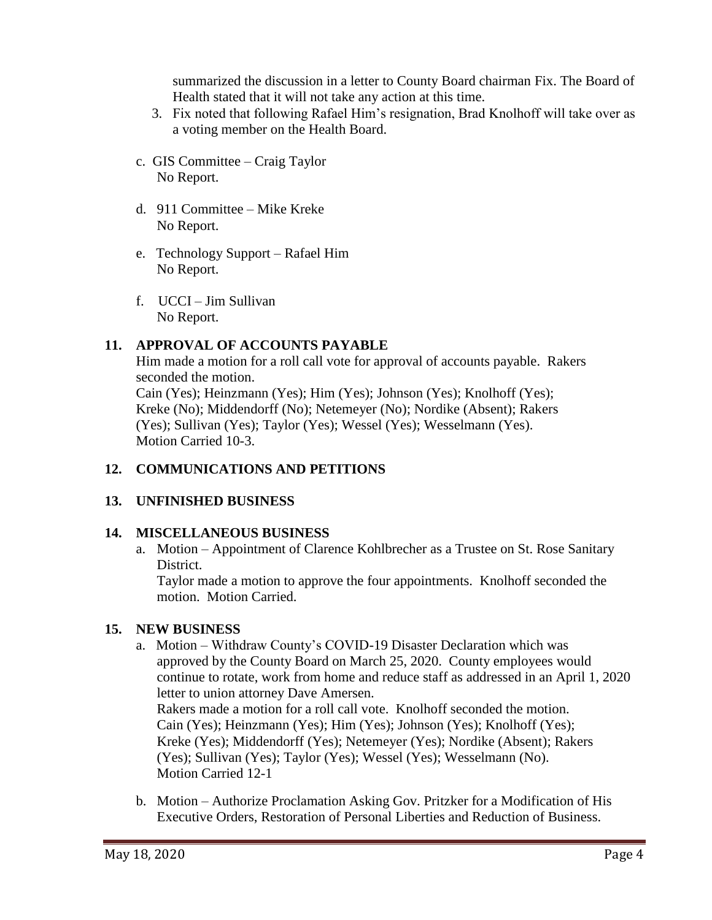summarized the discussion in a letter to County Board chairman Fix. The Board of Health stated that it will not take any action at this time.

3. Fix noted that following Rafael Him's resignation, Brad Knolhoff will take over as a voting member on the Health Board.

c. GIS Committee – Craig Taylor
   No Report.

d. 911 Committee – Mike Kreke
   No Report.

e. Technology Support – Rafael Him
   No Report.

f. UCCI – Jim Sullivan
   No Report.

## 11. APPROVAL OF ACCOUNTS PAYABLE

Him made a motion for a roll call vote for approval of accounts payable. Rakers seconded the motion.
Cain (Yes); Heinzmann (Yes); Him (Yes); Johnson (Yes); Knolhoff (Yes); Kreke (No); Middendorff (No); Netemeyer (No); Nordike (Absent); Rakers (Yes); Sullivan (Yes); Taylor (Yes); Wessel (Yes); Wesselmann (Yes).
Motion Carried 10-3.

## 12. COMMUNICATIONS AND PETITIONS

## 13. UNFINISHED BUSINESS

## 14. MISCELLANEOUS BUSINESS

a. Motion – Appointment of Clarence Kohlbrecher as a Trustee on St. Rose Sanitary District.
   Taylor made a motion to approve the four appointments. Knolhoff seconded the motion. Motion Carried.

## 15. NEW BUSINESS

a. Motion – Withdraw County's COVID-19 Disaster Declaration which was approved by the County Board on March 25, 2020. County employees would continue to rotate, work from home and reduce staff as addressed in an April 1, 2020 letter to union attorney Dave Amersen.
   Rakers made a motion for a roll call vote. Knolhoff seconded the motion.
   Cain (Yes); Heinzmann (Yes); Him (Yes); Johnson (Yes); Knolhoff (Yes); Kreke (Yes); Middendorff (Yes); Netemeyer (Yes); Nordike (Absent); Rakers (Yes); Sullivan (Yes); Taylor (Yes); Wessel (Yes); Wesselmann (No).
   Motion Carried 12-1

b. Motion – Authorize Proclamation Asking Gov. Pritzker for a Modification of His Executive Orders, Restoration of Personal Liberties and Reduction of Business.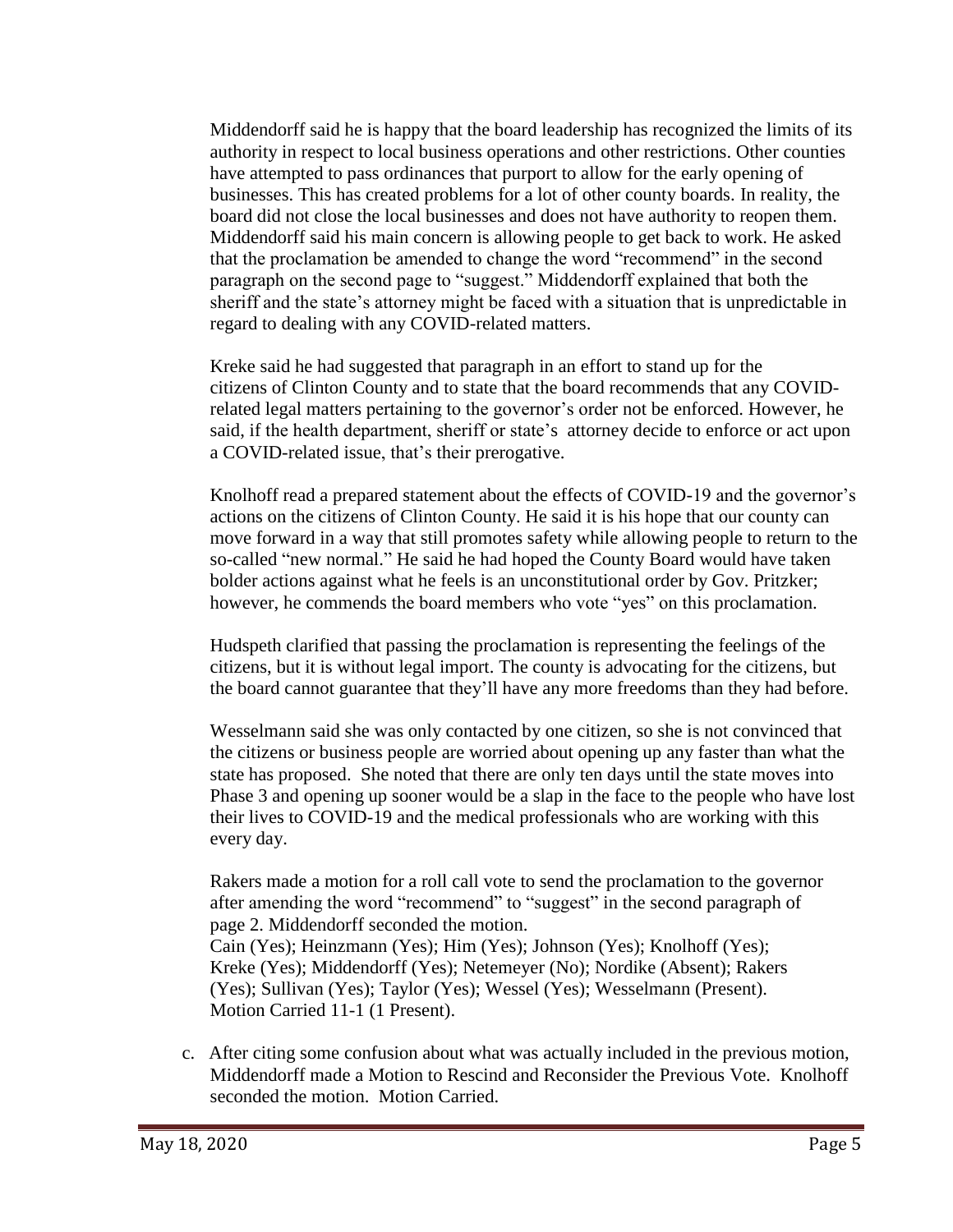Middendorff said he is happy that the board leadership has recognized the limits of its authority in respect to local business operations and other restrictions. Other counties have attempted to pass ordinances that purport to allow for the early opening of businesses. This has created problems for a lot of other county boards. In reality, the board did not close the local businesses and does not have authority to reopen them. Middendorff said his main concern is allowing people to get back to work. He asked that the proclamation be amended to change the word "recommend" in the second paragraph on the second page to "suggest." Middendorff explained that both the sheriff and the state's attorney might be faced with a situation that is unpredictable in regard to dealing with any COVID-related matters.

Kreke said he had suggested that paragraph in an effort to stand up for the citizens of Clinton County and to state that the board recommends that any COVID-related legal matters pertaining to the governor's order not be enforced. However, he said, if the health department, sheriff or state's attorney decide to enforce or act upon a COVID-related issue, that's their prerogative.

Knolhoff read a prepared statement about the effects of COVID-19 and the governor's actions on the citizens of Clinton County. He said it is his hope that our county can move forward in a way that still promotes safety while allowing people to return to the so-called "new normal." He said he had hoped the County Board would have taken bolder actions against what he feels is an unconstitutional order by Gov. Pritzker; however, he commends the board members who vote "yes" on this proclamation.

Hudspeth clarified that passing the proclamation is representing the feelings of the citizens, but it is without legal import. The county is advocating for the citizens, but the board cannot guarantee that they'll have any more freedoms than they had before.

Wesselmann said she was only contacted by one citizen, so she is not convinced that the citizens or business people are worried about opening up any faster than what the state has proposed. She noted that there are only ten days until the state moves into Phase 3 and opening up sooner would be a slap in the face to the people who have lost their lives to COVID-19 and the medical professionals who are working with this every day.

Rakers made a motion for a roll call vote to send the proclamation to the governor after amending the word "recommend" to "suggest" in the second paragraph of page 2. Middendorff seconded the motion.
Cain (Yes); Heinzmann (Yes); Him (Yes); Johnson (Yes); Knolhoff (Yes); Kreke (Yes); Middendorff (Yes); Netemeyer (No); Nordike (Absent); Rakers (Yes); Sullivan (Yes); Taylor (Yes); Wessel (Yes); Wesselmann (Present).
Motion Carried 11-1 (1 Present).

c. After citing some confusion about what was actually included in the previous motion, Middendorff made a Motion to Rescind and Reconsider the Previous Vote. Knolhoff seconded the motion. Motion Carried.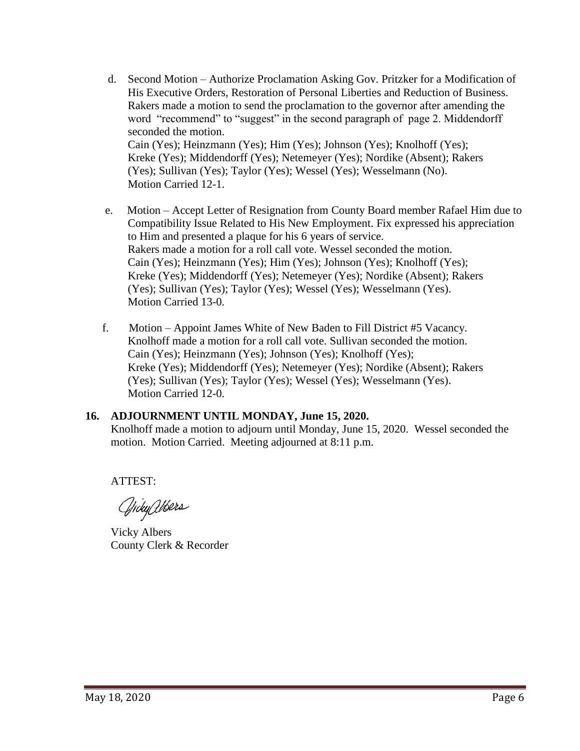d. Second Motion – Authorize Proclamation Asking Gov. Pritzker for a Modification of His Executive Orders, Restoration of Personal Liberties and Reduction of Business. Rakers made a motion to send the proclamation to the governor after amending the word "recommend" to "suggest" in the second paragraph of page 2. Middendorff seconded the motion.
Cain (Yes); Heinzmann (Yes); Him (Yes); Johnson (Yes); Knolhoff (Yes); Kreke (Yes); Middendorff (Yes); Netemeyer (Yes); Nordike (Absent); Rakers (Yes); Sullivan (Yes); Taylor (Yes); Wessel (Yes); Wesselmann (No).
Motion Carried 12-1.

e. Motion – Accept Letter of Resignation from County Board member Rafael Him due to Compatibility Issue Related to His New Employment. Fix expressed his appreciation to Him and presented a plaque for his 6 years of service.
Rakers made a motion for a roll call vote. Wessel seconded the motion.
Cain (Yes); Heinzmann (Yes); Him (Yes); Johnson (Yes); Knolhoff (Yes); Kreke (Yes); Middendorff (Yes); Netemeyer (Yes); Nordike (Absent); Rakers (Yes); Sullivan (Yes); Taylor (Yes); Wessel (Yes); Wesselmann (Yes).
Motion Carried 13-0.

f. Motion – Appoint James White of New Baden to Fill District #5 Vacancy.
Knolhoff made a motion for a roll call vote. Sullivan seconded the motion.
Cain (Yes); Heinzmann (Yes); Johnson (Yes); Knolhoff (Yes); Kreke (Yes); Middendorff (Yes); Netemeyer (Yes); Nordike (Absent); Rakers (Yes); Sullivan (Yes); Taylor (Yes); Wessel (Yes); Wesselmann (Yes).
Motion Carried 12-0.

**16. ADJOURNMENT UNTIL MONDAY, June 15, 2020.**

Knolhoff made a motion to adjourn until Monday, June 15, 2020. Wessel seconded the motion. Motion Carried. Meeting adjourned at 8:11 p.m.

ATTEST:

Vicky Albers

Vicky Albers
County Clerk & Recorder